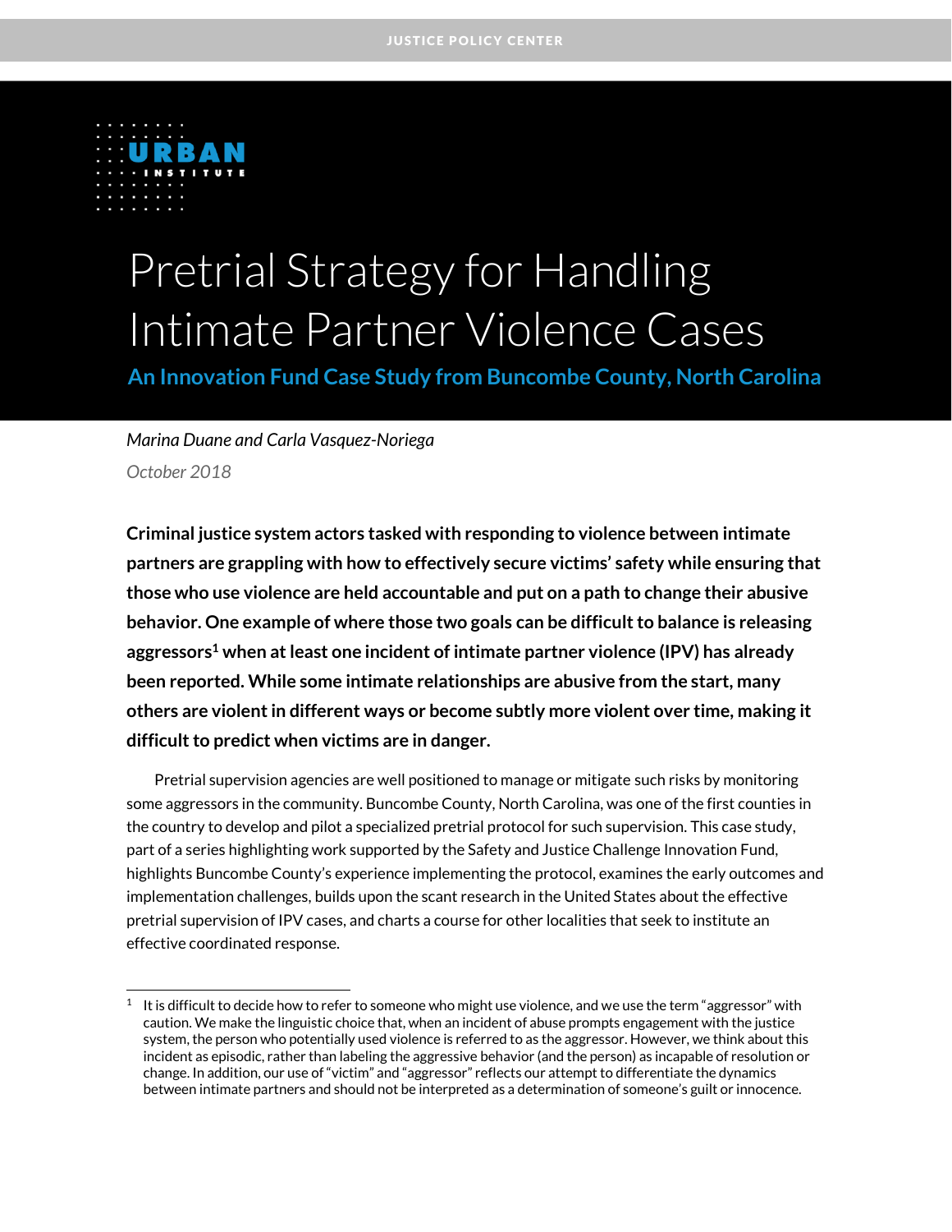JUSTICE POLICY CENTER

URBAN INSTITUTE

# Pretrial Strategy for Handling Intimate Partner Violence Cases

## An Innovation Fund Case Study from Buncombe County, North Carolina

*Marina Duane and Carla Vasquez-Noriega*

*October 2018*

**Criminal justice system actors tasked with responding to violence between intimate partners are grappling with how to effectively secure victims' safety while ensuring that those who use violence are held accountable and put on a path to change their abusive behavior. One example of where those two goals can be difficult to balance is releasing aggressors[1] when at least one incident of intimate partner violence (IPV) has already been reported. While some intimate relationships are abusive from the start, many others are violent in different ways or become subtly more violent over time, making it difficult to predict when victims are in danger.**

Pretrial supervision agencies are well positioned to manage or mitigate such risks by monitoring some aggressors in the community. Buncombe County, North Carolina, was one of the first counties in the country to develop and pilot a specialized pretrial protocol for such supervision. This case study, part of a series highlighting work supported by the Safety and Justice Challenge Innovation Fund, highlights Buncombe County's experience implementing the protocol, examines the early outcomes and implementation challenges, builds upon the scant research in the United States about the effective pretrial supervision of IPV cases, and charts a course for other localities that seek to institute an effective coordinated response.

[1] It is difficult to decide how to refer to someone who might use violence, and we use the term "aggressor" with caution. We make the linguistic choice that, when an incident of abuse prompts engagement with the justice system, the person who potentially used violence is referred to as the aggressor. However, we think about this incident as episodic, rather than labeling the aggressive behavior (and the person) as incapable of resolution or change. In addition, our use of "victim" and "aggressor" reflects our attempt to differentiate the dynamics between intimate partners and should not be interpreted as a determination of someone's guilt or innocence.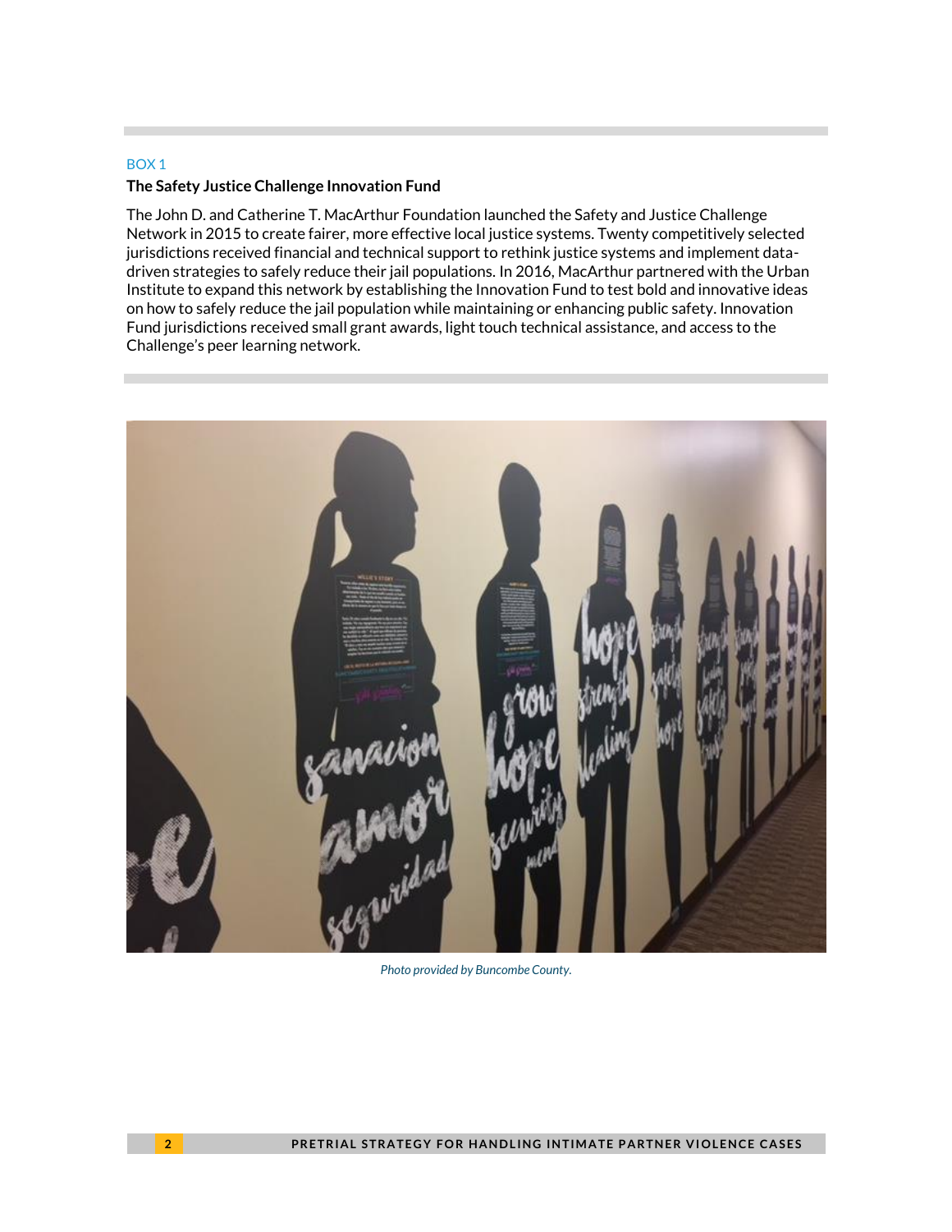BOX 1

**The Safety Justice Challenge Innovation Fund**

The John D. and Catherine T. MacArthur Foundation launched the Safety and Justice Challenge Network in 2015 to create fairer, more effective local justice systems. Twenty competitively selected jurisdictions received financial and technical support to rethink justice systems and implement data-driven strategies to safely reduce their jail populations. In 2016, MacArthur partnered with the Urban Institute to expand this network by establishing the Innovation Fund to test bold and innovative ideas on how to safely reduce the jail population while maintaining or enhancing public safety. Innovation Fund jurisdictions received small grant awards, light touch technical assistance, and access to the Challenge's peer learning network.

*Photo provided by Buncombe County.*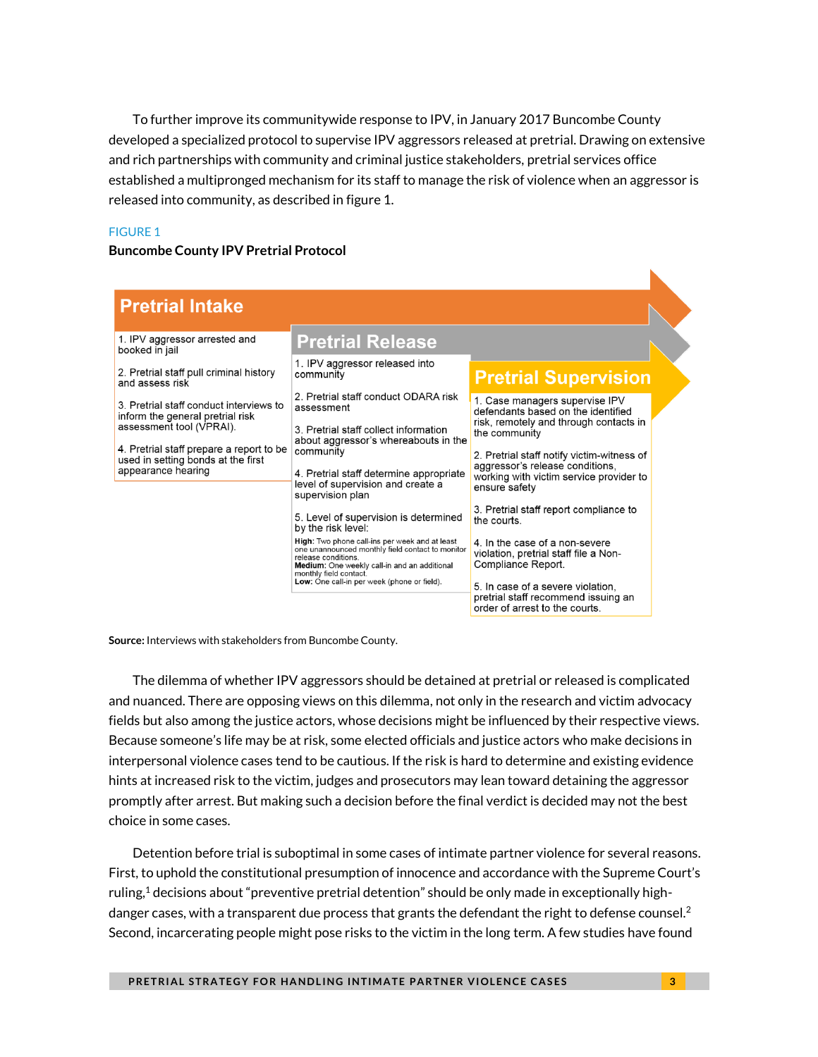To further improve its communitywide response to IPV, in January 2017 Buncombe County developed a specialized protocol to supervise IPV aggressors released at pretrial. Drawing on extensive and rich partnerships with community and criminal justice stakeholders, pretrial services office established a multipronged mechanism for its staff to manage the risk of violence when an aggressor is released into community, as described in figure 1.

FIGURE 1

**Buncombe County IPV Pretrial Protocol**

**Pretrial Intake**

1. IPV aggressor arrested and booked in jail
2. Pretrial staff pull criminal history and assess risk
3. Pretrial staff conduct interviews to inform the general pretrial risk assessment tool (VPRAI).
4. Pretrial staff prepare a report to be used in setting bonds at the first appearance hearing

**Pretrial Release**

1. IPV aggressor released into community
2. Pretrial staff conduct ODARA risk assessment
3. Pretrial staff collect information about aggressor's whereabouts in the community
4. Pretrial staff determine appropriate level of supervision and create a supervision plan
5. Level of supervision is determined by the risk level:

**High:** Two phone call-ins per week and at least one unannounced monthly field contact to monitor release conditions.
**Medium:** One weekly call-in and an additional monthly field contact.
**Low:** One call-in per week (phone or field).

**Pretrial Supervision**

1. Case managers supervise IPV defendants based on the identified risk, remotely and through contacts in the community
2. Pretrial staff notify victim-witness of aggressor's release conditions, working with victim service provider to ensure safety
3. Pretrial staff report compliance to the courts.
4. In the case of a non-severe violation, pretrial staff file a Non-Compliance Report.
5. In case of a severe violation, pretrial staff recommend issuing an order of arrest to the courts.

**Source:** Interviews with stakeholders from Buncombe County.

The dilemma of whether IPV aggressors should be detained at pretrial or released is complicated and nuanced. There are opposing views on this dilemma, not only in the research and victim advocacy fields but also among the justice actors, whose decisions might be influenced by their respective views. Because someone's life may be at risk, some elected officials and justice actors who make decisions in interpersonal violence cases tend to be cautious. If the risk is hard to determine and existing evidence hints at increased risk to the victim, judges and prosecutors may lean toward detaining the aggressor promptly after arrest. But making such a decision before the final verdict is decided may not the best choice in some cases.

Detention before trial is suboptimal in some cases of intimate partner violence for several reasons. First, to uphold the constitutional presumption of innocence and accordance with the Supreme Court's ruling,[1] decisions about "preventive pretrial detention" should be only made in exceptionally high-danger cases, with a transparent due process that grants the defendant the right to defense counsel.[2] Second, incarcerating people might pose risks to the victim in the long term. A few studies have found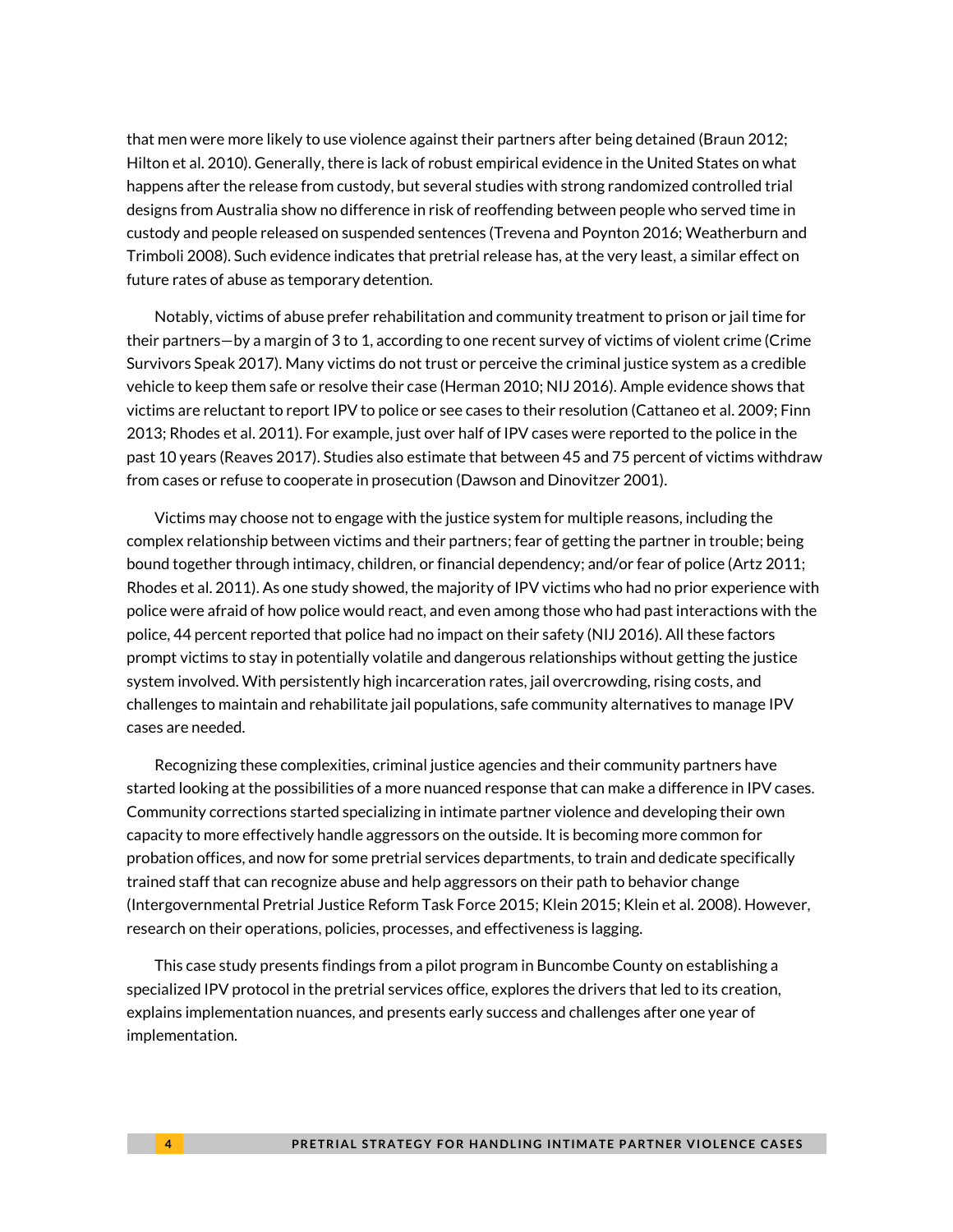that men were more likely to use violence against their partners after being detained (Braun 2012; Hilton et al. 2010). Generally, there is lack of robust empirical evidence in the United States on what happens after the release from custody, but several studies with strong randomized controlled trial designs from Australia show no difference in risk of reoffending between people who served time in custody and people released on suspended sentences (Trevena and Poynton 2016; Weatherburn and Trimboli 2008). Such evidence indicates that pretrial release has, at the very least, a similar effect on future rates of abuse as temporary detention.

Notably, victims of abuse prefer rehabilitation and community treatment to prison or jail time for their partners—by a margin of 3 to 1, according to one recent survey of victims of violent crime (Crime Survivors Speak 2017). Many victims do not trust or perceive the criminal justice system as a credible vehicle to keep them safe or resolve their case (Herman 2010; NIJ 2016). Ample evidence shows that victims are reluctant to report IPV to police or see cases to their resolution (Cattaneo et al. 2009; Finn 2013; Rhodes et al. 2011). For example, just over half of IPV cases were reported to the police in the past 10 years (Reaves 2017). Studies also estimate that between 45 and 75 percent of victims withdraw from cases or refuse to cooperate in prosecution (Dawson and Dinovitzer 2001).

Victims may choose not to engage with the justice system for multiple reasons, including the complex relationship between victims and their partners; fear of getting the partner in trouble; being bound together through intimacy, children, or financial dependency; and/or fear of police (Artz 2011; Rhodes et al. 2011). As one study showed, the majority of IPV victims who had no prior experience with police were afraid of how police would react, and even among those who had past interactions with the police, 44 percent reported that police had no impact on their safety (NIJ 2016). All these factors prompt victims to stay in potentially volatile and dangerous relationships without getting the justice system involved. With persistently high incarceration rates, jail overcrowding, rising costs, and challenges to maintain and rehabilitate jail populations, safe community alternatives to manage IPV cases are needed.

Recognizing these complexities, criminal justice agencies and their community partners have started looking at the possibilities of a more nuanced response that can make a difference in IPV cases. Community corrections started specializing in intimate partner violence and developing their own capacity to more effectively handle aggressors on the outside. It is becoming more common for probation offices, and now for some pretrial services departments, to train and dedicate specifically trained staff that can recognize abuse and help aggressors on their path to behavior change (Intergovernmental Pretrial Justice Reform Task Force 2015; Klein 2015; Klein et al. 2008). However, research on their operations, policies, processes, and effectiveness is lagging.

This case study presents findings from a pilot program in Buncombe County on establishing a specialized IPV protocol in the pretrial services office, explores the drivers that led to its creation, explains implementation nuances, and presents early success and challenges after one year of implementation.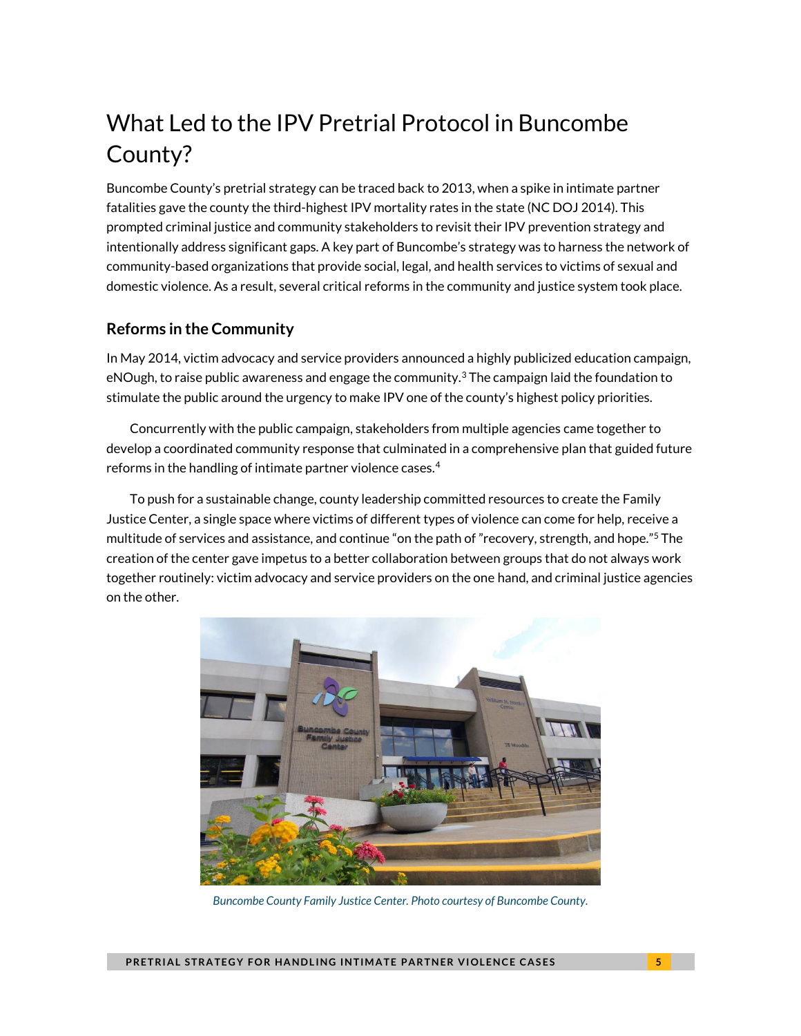# What Led to the IPV Pretrial Protocol in Buncombe County?

Buncombe County's pretrial strategy can be traced back to 2013, when a spike in intimate partner fatalities gave the county the third-highest IPV mortality rates in the state (NC DOJ 2014). This prompted criminal justice and community stakeholders to revisit their IPV prevention strategy and intentionally address significant gaps. A key part of Buncombe's strategy was to harness the network of community-based organizations that provide social, legal, and health services to victims of sexual and domestic violence. As a result, several critical reforms in the community and justice system took place.

### Reforms in the Community

In May 2014, victim advocacy and service providers announced a highly publicized education campaign, eNOugh, to raise public awareness and engage the community.[3] The campaign laid the foundation to stimulate the public around the urgency to make IPV one of the county's highest policy priorities.

Concurrently with the public campaign, stakeholders from multiple agencies came together to develop a coordinated community response that culminated in a comprehensive plan that guided future reforms in the handling of intimate partner violence cases.[4]

To push for a sustainable change, county leadership committed resources to create the Family Justice Center, a single space where victims of different types of violence can come for help, receive a multitude of services and assistance, and continue "on the path of "recovery, strength, and hope."[5] The creation of the center gave impetus to a better collaboration between groups that do not always work together routinely: victim advocacy and service providers on the one hand, and criminal justice agencies on the other.

*Buncombe County Family Justice Center. Photo courtesy of Buncombe County.*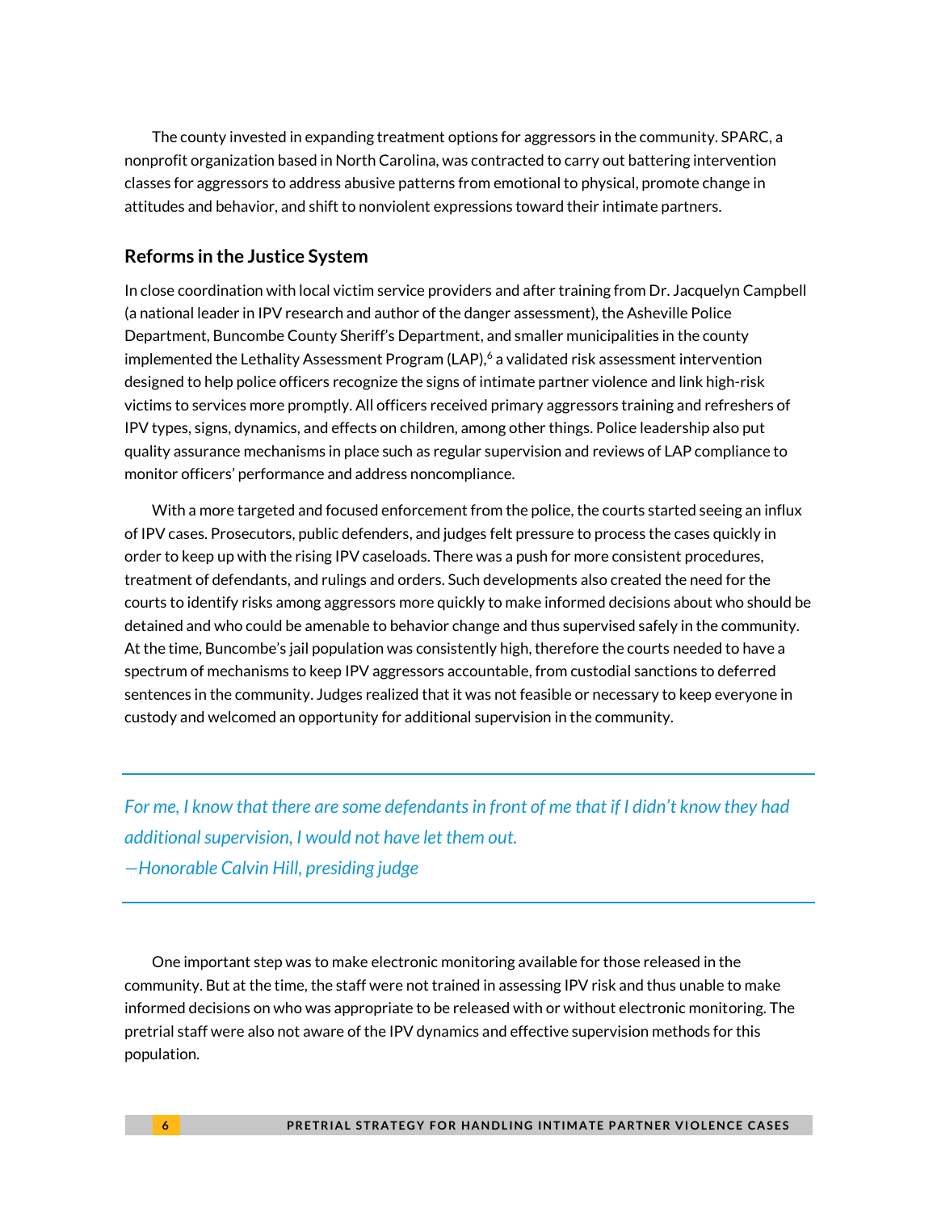The county invested in expanding treatment options for aggressors in the community. SPARC, a nonprofit organization based in North Carolina, was contracted to carry out battering intervention classes for aggressors to address abusive patterns from emotional to physical, promote change in attitudes and behavior, and shift to nonviolent expressions toward their intimate partners.

## Reforms in the Justice System

In close coordination with local victim service providers and after training from Dr. Jacquelyn Campbell (a national leader in IPV research and author of the danger assessment), the Asheville Police Department, Buncombe County Sheriff's Department, and smaller municipalities in the county implemented the Lethality Assessment Program (LAP),[6] a validated risk assessment intervention designed to help police officers recognize the signs of intimate partner violence and link high-risk victims to services more promptly. All officers received primary aggressors training and refreshers of IPV types, signs, dynamics, and effects on children, among other things. Police leadership also put quality assurance mechanisms in place such as regular supervision and reviews of LAP compliance to monitor officers' performance and address noncompliance.

With a more targeted and focused enforcement from the police, the courts started seeing an influx of IPV cases. Prosecutors, public defenders, and judges felt pressure to process the cases quickly in order to keep up with the rising IPV caseloads. There was a push for more consistent procedures, treatment of defendants, and rulings and orders. Such developments also created the need for the courts to identify risks among aggressors more quickly to make informed decisions about who should be detained and who could be amenable to behavior change and thus supervised safely in the community. At the time, Buncombe's jail population was consistently high, therefore the courts needed to have a spectrum of mechanisms to keep IPV aggressors accountable, from custodial sanctions to deferred sentences in the community. Judges realized that it was not feasible or necessary to keep everyone in custody and welcomed an opportunity for additional supervision in the community.

> *For me, I know that there are some defendants in front of me that if I didn't know they had additional supervision, I would not have let them out.*
> *—Honorable Calvin Hill, presiding judge*

One important step was to make electronic monitoring available for those released in the community. But at the time, the staff were not trained in assessing IPV risk and thus unable to make informed decisions on who was appropriate to be released with or without electronic monitoring. The pretrial staff were also not aware of the IPV dynamics and effective supervision methods for this population.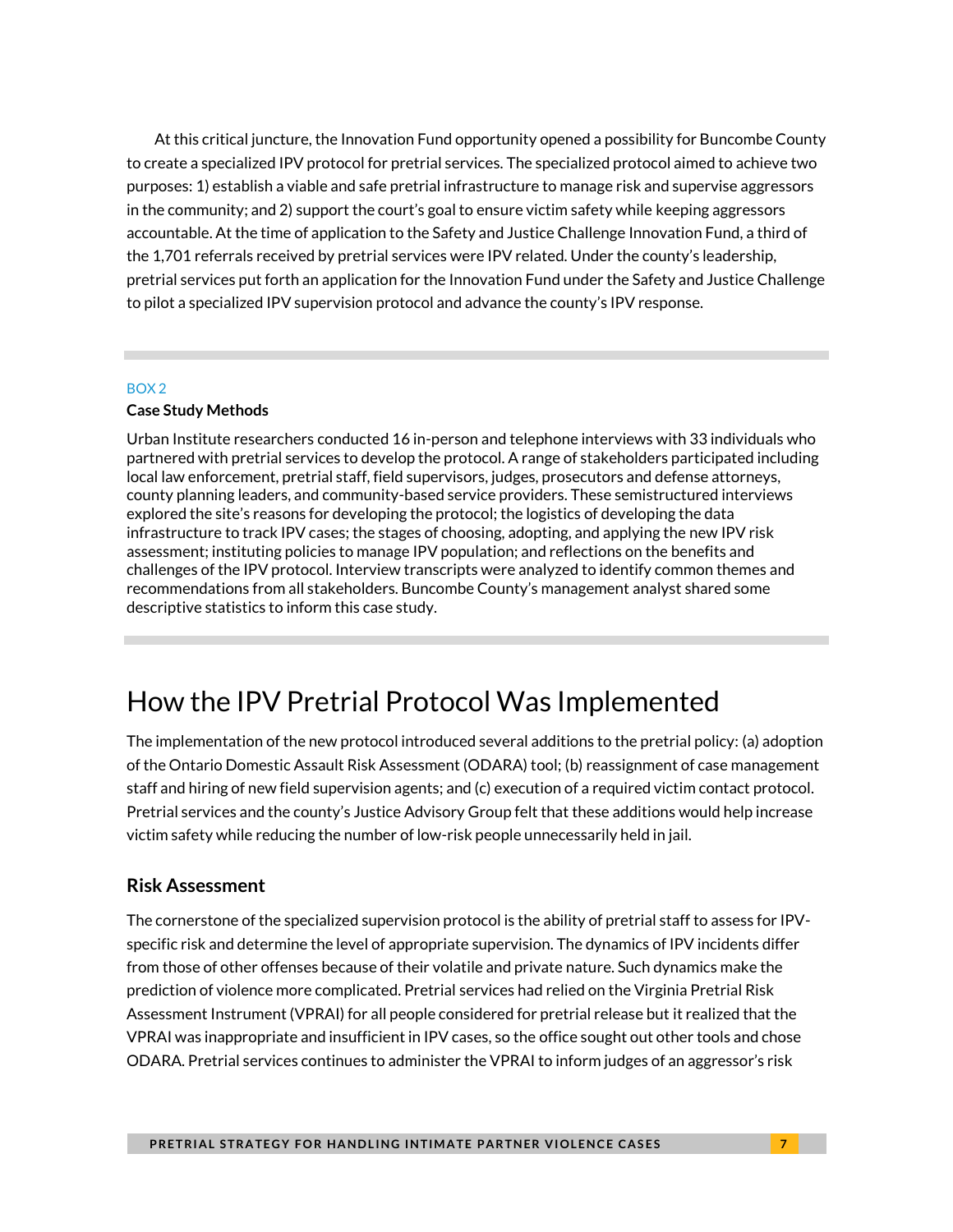At this critical juncture, the Innovation Fund opportunity opened a possibility for Buncombe County to create a specialized IPV protocol for pretrial services. The specialized protocol aimed to achieve two purposes: 1) establish a viable and safe pretrial infrastructure to manage risk and supervise aggressors in the community; and 2) support the court's goal to ensure victim safety while keeping aggressors accountable. At the time of application to the Safety and Justice Challenge Innovation Fund, a third of the 1,701 referrals received by pretrial services were IPV related. Under the county's leadership, pretrial services put forth an application for the Innovation Fund under the Safety and Justice Challenge to pilot a specialized IPV supervision protocol and advance the county's IPV response.

---

BOX 2

**Case Study Methods**

Urban Institute researchers conducted 16 in-person and telephone interviews with 33 individuals who partnered with pretrial services to develop the protocol. A range of stakeholders participated including local law enforcement, pretrial staff, field supervisors, judges, prosecutors and defense attorneys, county planning leaders, and community-based service providers. These semistructured interviews explored the site's reasons for developing the protocol; the logistics of developing the data infrastructure to track IPV cases; the stages of choosing, adopting, and applying the new IPV risk assessment; instituting policies to manage IPV population; and reflections on the benefits and challenges of the IPV protocol. Interview transcripts were analyzed to identify common themes and recommendations from all stakeholders. Buncombe County's management analyst shared some descriptive statistics to inform this case study.

---

# How the IPV Pretrial Protocol Was Implemented

The implementation of the new protocol introduced several additions to the pretrial policy: (a) adoption of the Ontario Domestic Assault Risk Assessment (ODARA) tool; (b) reassignment of case management staff and hiring of new field supervision agents; and (c) execution of a required victim contact protocol. Pretrial services and the county's Justice Advisory Group felt that these additions would help increase victim safety while reducing the number of low-risk people unnecessarily held in jail.

## Risk Assessment

The cornerstone of the specialized supervision protocol is the ability of pretrial staff to assess for IPV-specific risk and determine the level of appropriate supervision. The dynamics of IPV incidents differ from those of other offenses because of their volatile and private nature. Such dynamics make the prediction of violence more complicated. Pretrial services had relied on the Virginia Pretrial Risk Assessment Instrument (VPRAI) for all people considered for pretrial release but it realized that the VPRAI was inappropriate and insufficient in IPV cases, so the office sought out other tools and chose ODARA. Pretrial services continues to administer the VPRAI to inform judges of an aggressor's risk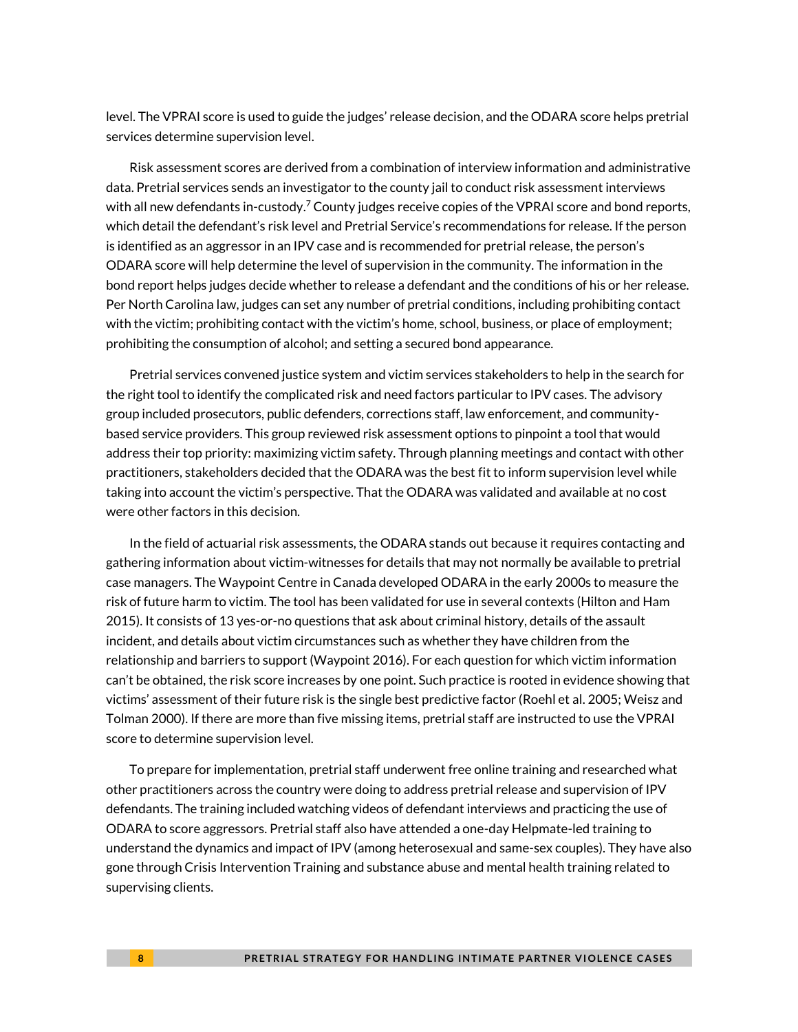level. The VPRAI score is used to guide the judges' release decision, and the ODARA score helps pretrial services determine supervision level.

Risk assessment scores are derived from a combination of interview information and administrative data. Pretrial services sends an investigator to the county jail to conduct risk assessment interviews with all new defendants in-custody.[7] County judges receive copies of the VPRAI score and bond reports, which detail the defendant's risk level and Pretrial Service's recommendations for release. If the person is identified as an aggressor in an IPV case and is recommended for pretrial release, the person's ODARA score will help determine the level of supervision in the community. The information in the bond report helps judges decide whether to release a defendant and the conditions of his or her release. Per North Carolina law, judges can set any number of pretrial conditions, including prohibiting contact with the victim; prohibiting contact with the victim's home, school, business, or place of employment; prohibiting the consumption of alcohol; and setting a secured bond appearance.

Pretrial services convened justice system and victim services stakeholders to help in the search for the right tool to identify the complicated risk and need factors particular to IPV cases. The advisory group included prosecutors, public defenders, corrections staff, law enforcement, and community-based service providers. This group reviewed risk assessment options to pinpoint a tool that would address their top priority: maximizing victim safety. Through planning meetings and contact with other practitioners, stakeholders decided that the ODARA was the best fit to inform supervision level while taking into account the victim's perspective. That the ODARA was validated and available at no cost were other factors in this decision.

In the field of actuarial risk assessments, the ODARA stands out because it requires contacting and gathering information about victim-witnesses for details that may not normally be available to pretrial case managers. The Waypoint Centre in Canada developed ODARA in the early 2000s to measure the risk of future harm to victim. The tool has been validated for use in several contexts (Hilton and Ham 2015). It consists of 13 yes-or-no questions that ask about criminal history, details of the assault incident, and details about victim circumstances such as whether they have children from the relationship and barriers to support (Waypoint 2016). For each question for which victim information can't be obtained, the risk score increases by one point. Such practice is rooted in evidence showing that victims' assessment of their future risk is the single best predictive factor (Roehl et al. 2005; Weisz and Tolman 2000). If there are more than five missing items, pretrial staff are instructed to use the VPRAI score to determine supervision level.

To prepare for implementation, pretrial staff underwent free online training and researched what other practitioners across the country were doing to address pretrial release and supervision of IPV defendants. The training included watching videos of defendant interviews and practicing the use of ODARA to score aggressors. Pretrial staff also have attended a one-day Helpmate-led training to understand the dynamics and impact of IPV (among heterosexual and same-sex couples). They have also gone through Crisis Intervention Training and substance abuse and mental health training related to supervising clients.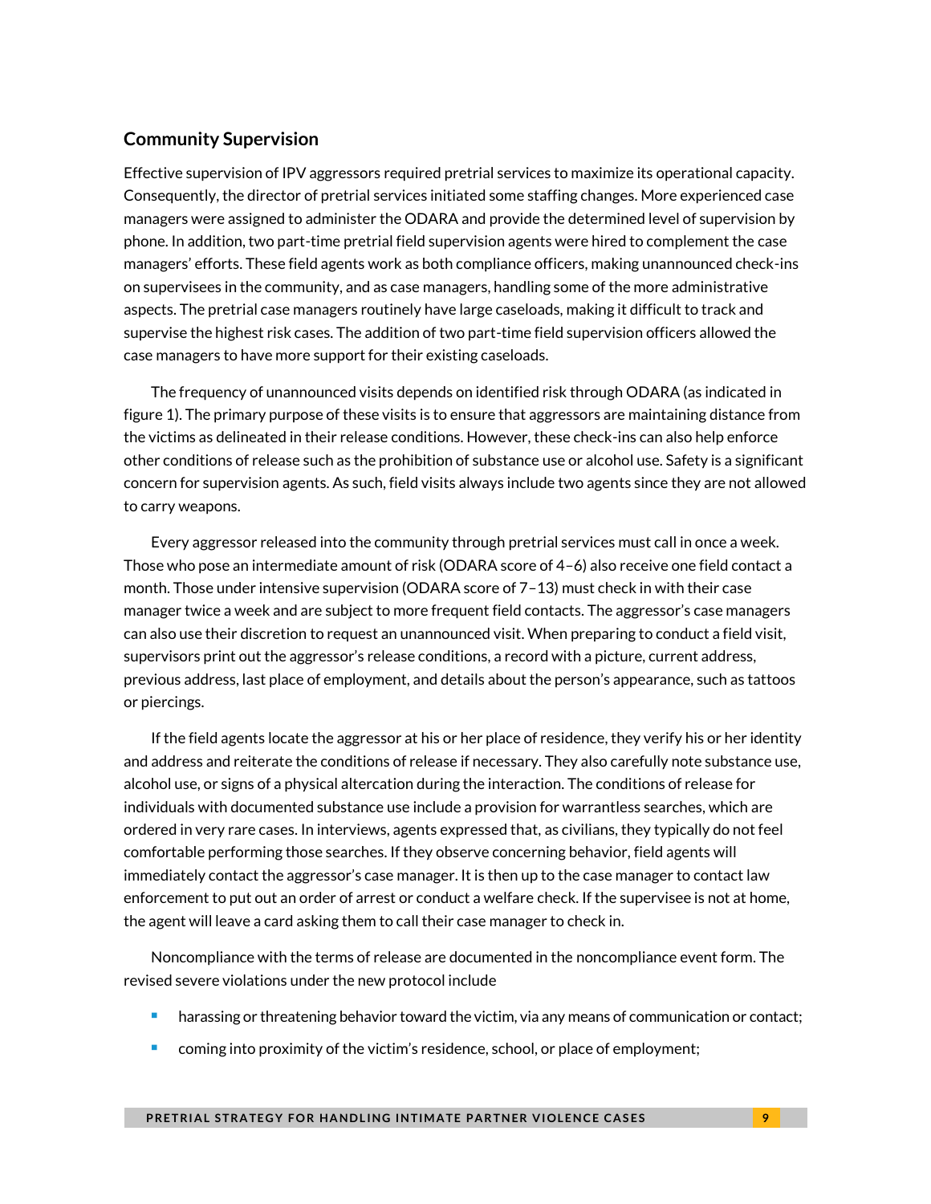## Community Supervision

Effective supervision of IPV aggressors required pretrial services to maximize its operational capacity. Consequently, the director of pretrial services initiated some staffing changes. More experienced case managers were assigned to administer the ODARA and provide the determined level of supervision by phone. In addition, two part-time pretrial field supervision agents were hired to complement the case managers' efforts. These field agents work as both compliance officers, making unannounced check-ins on supervisees in the community, and as case managers, handling some of the more administrative aspects. The pretrial case managers routinely have large caseloads, making it difficult to track and supervise the highest risk cases. The addition of two part-time field supervision officers allowed the case managers to have more support for their existing caseloads.

The frequency of unannounced visits depends on identified risk through ODARA (as indicated in figure 1). The primary purpose of these visits is to ensure that aggressors are maintaining distance from the victims as delineated in their release conditions. However, these check-ins can also help enforce other conditions of release such as the prohibition of substance use or alcohol use. Safety is a significant concern for supervision agents. As such, field visits always include two agents since they are not allowed to carry weapons.

Every aggressor released into the community through pretrial services must call in once a week. Those who pose an intermediate amount of risk (ODARA score of 4–6) also receive one field contact a month. Those under intensive supervision (ODARA score of 7–13) must check in with their case manager twice a week and are subject to more frequent field contacts. The aggressor's case managers can also use their discretion to request an unannounced visit. When preparing to conduct a field visit, supervisors print out the aggressor's release conditions, a record with a picture, current address, previous address, last place of employment, and details about the person's appearance, such as tattoos or piercings.

If the field agents locate the aggressor at his or her place of residence, they verify his or her identity and address and reiterate the conditions of release if necessary. They also carefully note substance use, alcohol use, or signs of a physical altercation during the interaction. The conditions of release for individuals with documented substance use include a provision for warrantless searches, which are ordered in very rare cases. In interviews, agents expressed that, as civilians, they typically do not feel comfortable performing those searches. If they observe concerning behavior, field agents will immediately contact the aggressor's case manager. It is then up to the case manager to contact law enforcement to put out an order of arrest or conduct a welfare check. If the supervisee is not at home, the agent will leave a card asking them to call their case manager to check in.

Noncompliance with the terms of release are documented in the noncompliance event form. The revised severe violations under the new protocol include

- harassing or threatening behavior toward the victim, via any means of communication or contact;
- coming into proximity of the victim's residence, school, or place of employment;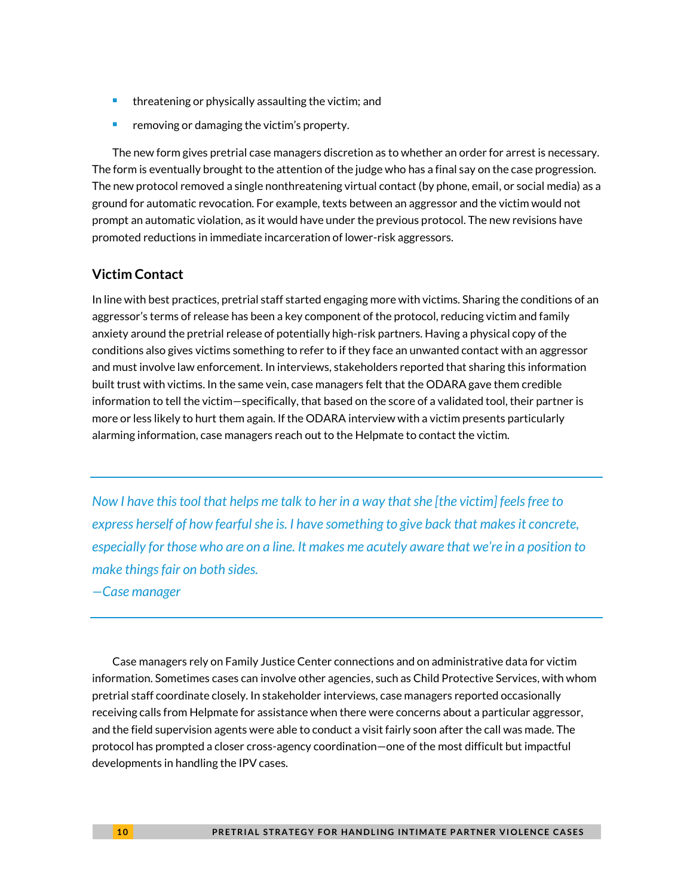- threatening or physically assaulting the victim; and
- removing or damaging the victim's property.

The new form gives pretrial case managers discretion as to whether an order for arrest is necessary. The form is eventually brought to the attention of the judge who has a final say on the case progression. The new protocol removed a single nonthreatening virtual contact (by phone, email, or social media) as a ground for automatic revocation. For example, texts between an aggressor and the victim would not prompt an automatic violation, as it would have under the previous protocol. The new revisions have promoted reductions in immediate incarceration of lower-risk aggressors.

### Victim Contact

In line with best practices, pretrial staff started engaging more with victims. Sharing the conditions of an aggressor's terms of release has been a key component of the protocol, reducing victim and family anxiety around the pretrial release of potentially high-risk partners. Having a physical copy of the conditions also gives victims something to refer to if they face an unwanted contact with an aggressor and must involve law enforcement. In interviews, stakeholders reported that sharing this information built trust with victims. In the same vein, case managers felt that the ODARA gave them credible information to tell the victim—specifically, that based on the score of a validated tool, their partner is more or less likely to hurt them again. If the ODARA interview with a victim presents particularly alarming information, case managers reach out to the Helpmate to contact the victim.

> *Now I have this tool that helps me talk to her in a way that she [the victim] feels free to express herself of how fearful she is. I have something to give back that makes it concrete, especially for those who are on a line. It makes me acutely aware that we're in a position to make things fair on both sides.*
>
> *—Case manager*

Case managers rely on Family Justice Center connections and on administrative data for victim information. Sometimes cases can involve other agencies, such as Child Protective Services, with whom pretrial staff coordinate closely. In stakeholder interviews, case managers reported occasionally receiving calls from Helpmate for assistance when there were concerns about a particular aggressor, and the field supervision agents were able to conduct a visit fairly soon after the call was made. The protocol has prompted a closer cross-agency coordination—one of the most difficult but impactful developments in handling the IPV cases.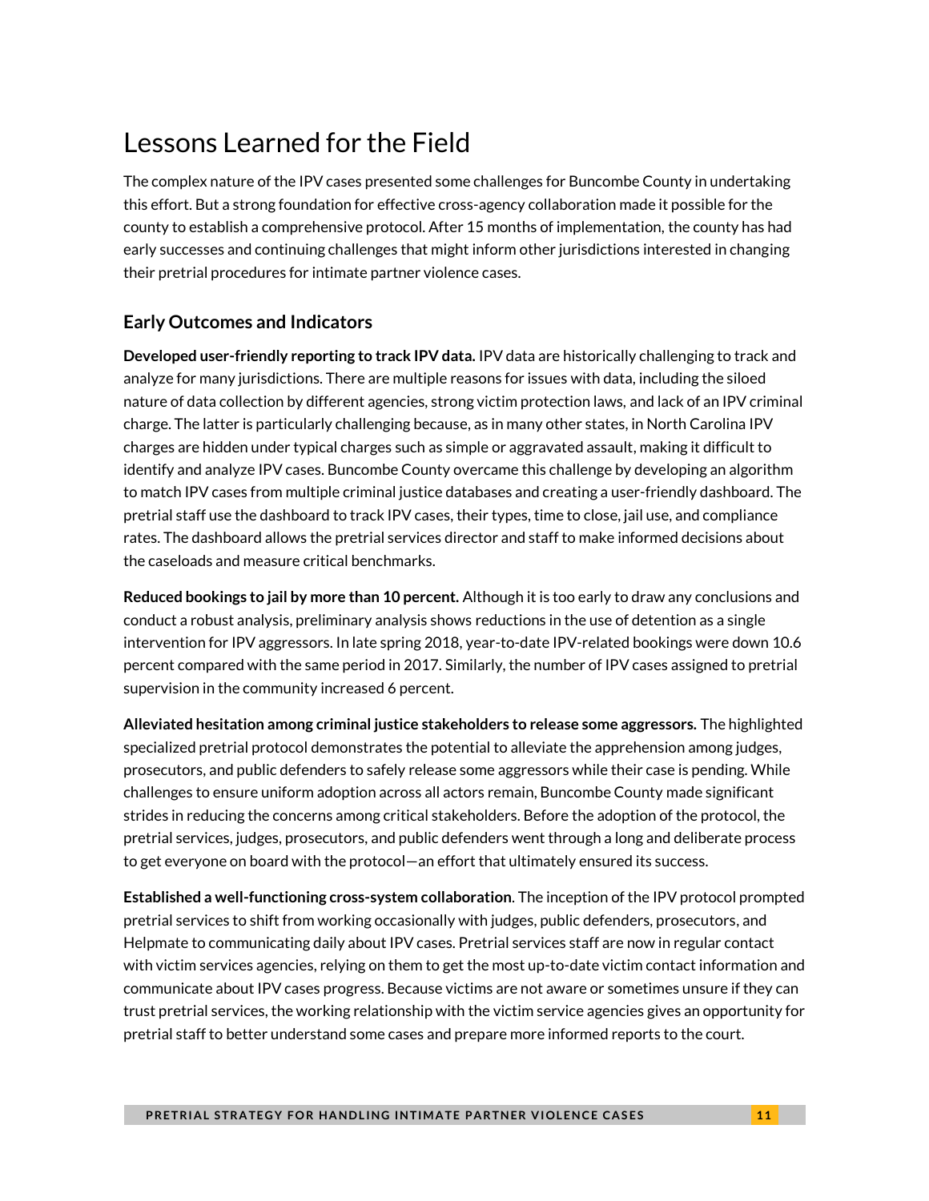# Lessons Learned for the Field

The complex nature of the IPV cases presented some challenges for Buncombe County in undertaking this effort. But a strong foundation for effective cross-agency collaboration made it possible for the county to establish a comprehensive protocol. After 15 months of implementation, the county has had early successes and continuing challenges that might inform other jurisdictions interested in changing their pretrial procedures for intimate partner violence cases.

## Early Outcomes and Indicators

**Developed user-friendly reporting to track IPV data.** IPV data are historically challenging to track and analyze for many jurisdictions. There are multiple reasons for issues with data, including the siloed nature of data collection by different agencies, strong victim protection laws, and lack of an IPV criminal charge. The latter is particularly challenging because, as in many other states, in North Carolina IPV charges are hidden under typical charges such as simple or aggravated assault, making it difficult to identify and analyze IPV cases. Buncombe County overcame this challenge by developing an algorithm to match IPV cases from multiple criminal justice databases and creating a user-friendly dashboard. The pretrial staff use the dashboard to track IPV cases, their types, time to close, jail use, and compliance rates. The dashboard allows the pretrial services director and staff to make informed decisions about the caseloads and measure critical benchmarks.

**Reduced bookings to jail by more than 10 percent.** Although it is too early to draw any conclusions and conduct a robust analysis, preliminary analysis shows reductions in the use of detention as a single intervention for IPV aggressors. In late spring 2018, year-to-date IPV-related bookings were down 10.6 percent compared with the same period in 2017. Similarly, the number of IPV cases assigned to pretrial supervision in the community increased 6 percent.

**Alleviated hesitation among criminal justice stakeholders to release some aggressors.** The highlighted specialized pretrial protocol demonstrates the potential to alleviate the apprehension among judges, prosecutors, and public defenders to safely release some aggressors while their case is pending. While challenges to ensure uniform adoption across all actors remain, Buncombe County made significant strides in reducing the concerns among critical stakeholders. Before the adoption of the protocol, the pretrial services, judges, prosecutors, and public defenders went through a long and deliberate process to get everyone on board with the protocol—an effort that ultimately ensured its success.

**Established a well-functioning cross-system collaboration**. The inception of the IPV protocol prompted pretrial services to shift from working occasionally with judges, public defenders, prosecutors, and Helpmate to communicating daily about IPV cases. Pretrial services staff are now in regular contact with victim services agencies, relying on them to get the most up-to-date victim contact information and communicate about IPV cases progress. Because victims are not aware or sometimes unsure if they can trust pretrial services, the working relationship with the victim service agencies gives an opportunity for pretrial staff to better understand some cases and prepare more informed reports to the court.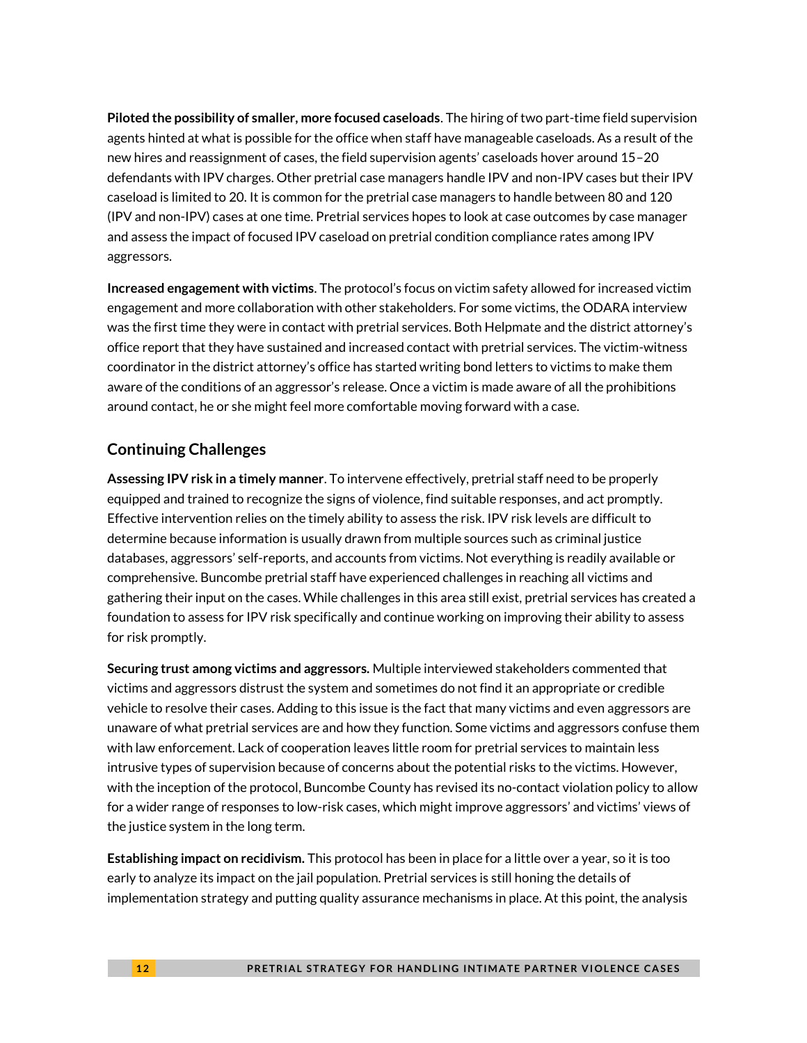**Piloted the possibility of smaller, more focused caseloads**. The hiring of two part-time field supervision agents hinted at what is possible for the office when staff have manageable caseloads. As a result of the new hires and reassignment of cases, the field supervision agents' caseloads hover around 15–20 defendants with IPV charges. Other pretrial case managers handle IPV and non-IPV cases but their IPV caseload is limited to 20. It is common for the pretrial case managers to handle between 80 and 120 (IPV and non-IPV) cases at one time. Pretrial services hopes to look at case outcomes by case manager and assess the impact of focused IPV caseload on pretrial condition compliance rates among IPV aggressors.

**Increased engagement with victims**. The protocol's focus on victim safety allowed for increased victim engagement and more collaboration with other stakeholders. For some victims, the ODARA interview was the first time they were in contact with pretrial services. Both Helpmate and the district attorney's office report that they have sustained and increased contact with pretrial services. The victim-witness coordinator in the district attorney's office has started writing bond letters to victims to make them aware of the conditions of an aggressor's release. Once a victim is made aware of all the prohibitions around contact, he or she might feel more comfortable moving forward with a case.

## Continuing Challenges

**Assessing IPV risk in a timely manner**. To intervene effectively, pretrial staff need to be properly equipped and trained to recognize the signs of violence, find suitable responses, and act promptly. Effective intervention relies on the timely ability to assess the risk. IPV risk levels are difficult to determine because information is usually drawn from multiple sources such as criminal justice databases, aggressors' self-reports, and accounts from victims. Not everything is readily available or comprehensive. Buncombe pretrial staff have experienced challenges in reaching all victims and gathering their input on the cases. While challenges in this area still exist, pretrial services has created a foundation to assess for IPV risk specifically and continue working on improving their ability to assess for risk promptly.

**Securing trust among victims and aggressors.** Multiple interviewed stakeholders commented that victims and aggressors distrust the system and sometimes do not find it an appropriate or credible vehicle to resolve their cases. Adding to this issue is the fact that many victims and even aggressors are unaware of what pretrial services are and how they function. Some victims and aggressors confuse them with law enforcement. Lack of cooperation leaves little room for pretrial services to maintain less intrusive types of supervision because of concerns about the potential risks to the victims. However, with the inception of the protocol, Buncombe County has revised its no-contact violation policy to allow for a wider range of responses to low-risk cases, which might improve aggressors' and victims' views of the justice system in the long term.

**Establishing impact on recidivism.** This protocol has been in place for a little over a year, so it is too early to analyze its impact on the jail population. Pretrial services is still honing the details of implementation strategy and putting quality assurance mechanisms in place. At this point, the analysis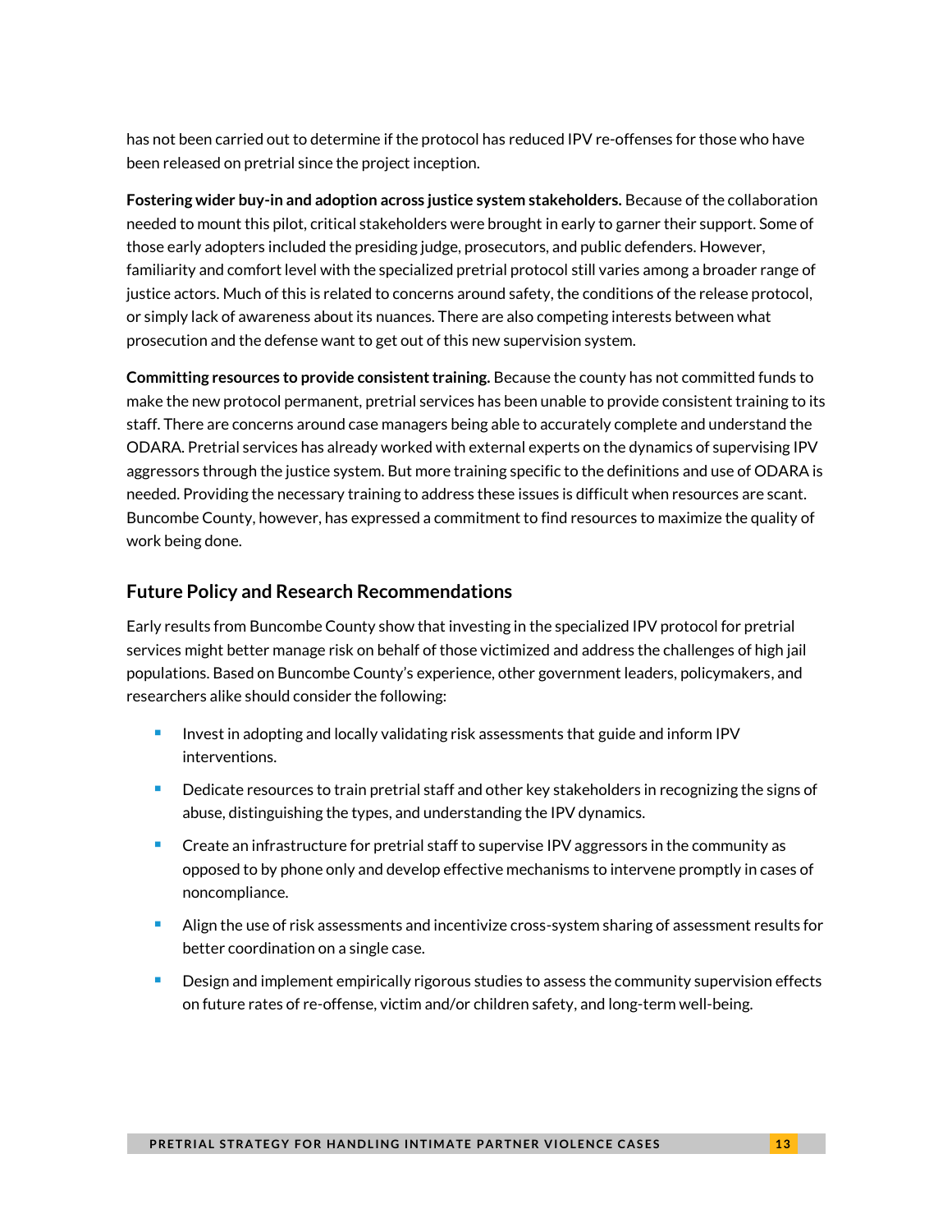has not been carried out to determine if the protocol has reduced IPV re-offenses for those who have been released on pretrial since the project inception.

**Fostering wider buy-in and adoption across justice system stakeholders.** Because of the collaboration needed to mount this pilot, critical stakeholders were brought in early to garner their support. Some of those early adopters included the presiding judge, prosecutors, and public defenders. However, familiarity and comfort level with the specialized pretrial protocol still varies among a broader range of justice actors. Much of this is related to concerns around safety, the conditions of the release protocol, or simply lack of awareness about its nuances. There are also competing interests between what prosecution and the defense want to get out of this new supervision system.

**Committing resources to provide consistent training.** Because the county has not committed funds to make the new protocol permanent, pretrial services has been unable to provide consistent training to its staff. There are concerns around case managers being able to accurately complete and understand the ODARA. Pretrial services has already worked with external experts on the dynamics of supervising IPV aggressors through the justice system. But more training specific to the definitions and use of ODARA is needed. Providing the necessary training to address these issues is difficult when resources are scant. Buncombe County, however, has expressed a commitment to find resources to maximize the quality of work being done.

## Future Policy and Research Recommendations

Early results from Buncombe County show that investing in the specialized IPV protocol for pretrial services might better manage risk on behalf of those victimized and address the challenges of high jail populations. Based on Buncombe County's experience, other government leaders, policymakers, and researchers alike should consider the following:

- Invest in adopting and locally validating risk assessments that guide and inform IPV interventions.
- Dedicate resources to train pretrial staff and other key stakeholders in recognizing the signs of abuse, distinguishing the types, and understanding the IPV dynamics.
- Create an infrastructure for pretrial staff to supervise IPV aggressors in the community as opposed to by phone only and develop effective mechanisms to intervene promptly in cases of noncompliance.
- Align the use of risk assessments and incentivize cross-system sharing of assessment results for better coordination on a single case.
- Design and implement empirically rigorous studies to assess the community supervision effects on future rates of re-offense, victim and/or children safety, and long-term well-being.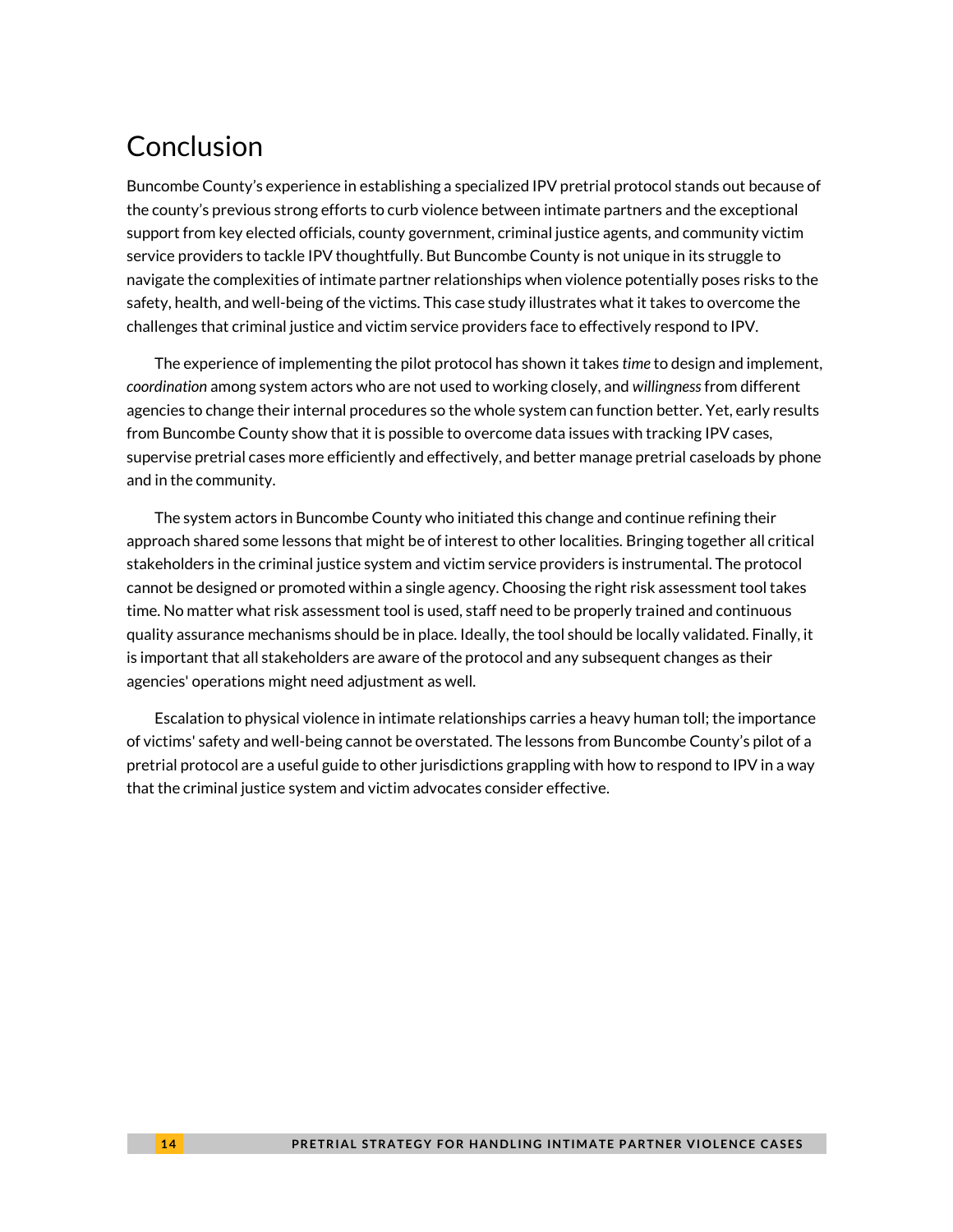# Conclusion

Buncombe County's experience in establishing a specialized IPV pretrial protocol stands out because of the county's previous strong efforts to curb violence between intimate partners and the exceptional support from key elected officials, county government, criminal justice agents, and community victim service providers to tackle IPV thoughtfully. But Buncombe County is not unique in its struggle to navigate the complexities of intimate partner relationships when violence potentially poses risks to the safety, health, and well-being of the victims. This case study illustrates what it takes to overcome the challenges that criminal justice and victim service providers face to effectively respond to IPV.

The experience of implementing the pilot protocol has shown it takes *time* to design and implement, *coordination* among system actors who are not used to working closely, and *willingness* from different agencies to change their internal procedures so the whole system can function better. Yet, early results from Buncombe County show that it is possible to overcome data issues with tracking IPV cases, supervise pretrial cases more efficiently and effectively, and better manage pretrial caseloads by phone and in the community.

The system actors in Buncombe County who initiated this change and continue refining their approach shared some lessons that might be of interest to other localities. Bringing together all critical stakeholders in the criminal justice system and victim service providers is instrumental. The protocol cannot be designed or promoted within a single agency. Choosing the right risk assessment tool takes time. No matter what risk assessment tool is used, staff need to be properly trained and continuous quality assurance mechanisms should be in place. Ideally, the tool should be locally validated. Finally, it is important that all stakeholders are aware of the protocol and any subsequent changes as their agencies' operations might need adjustment as well.

Escalation to physical violence in intimate relationships carries a heavy human toll; the importance of victims' safety and well-being cannot be overstated. The lessons from Buncombe County's pilot of a pretrial protocol are a useful guide to other jurisdictions grappling with how to respond to IPV in a way that the criminal justice system and victim advocates consider effective.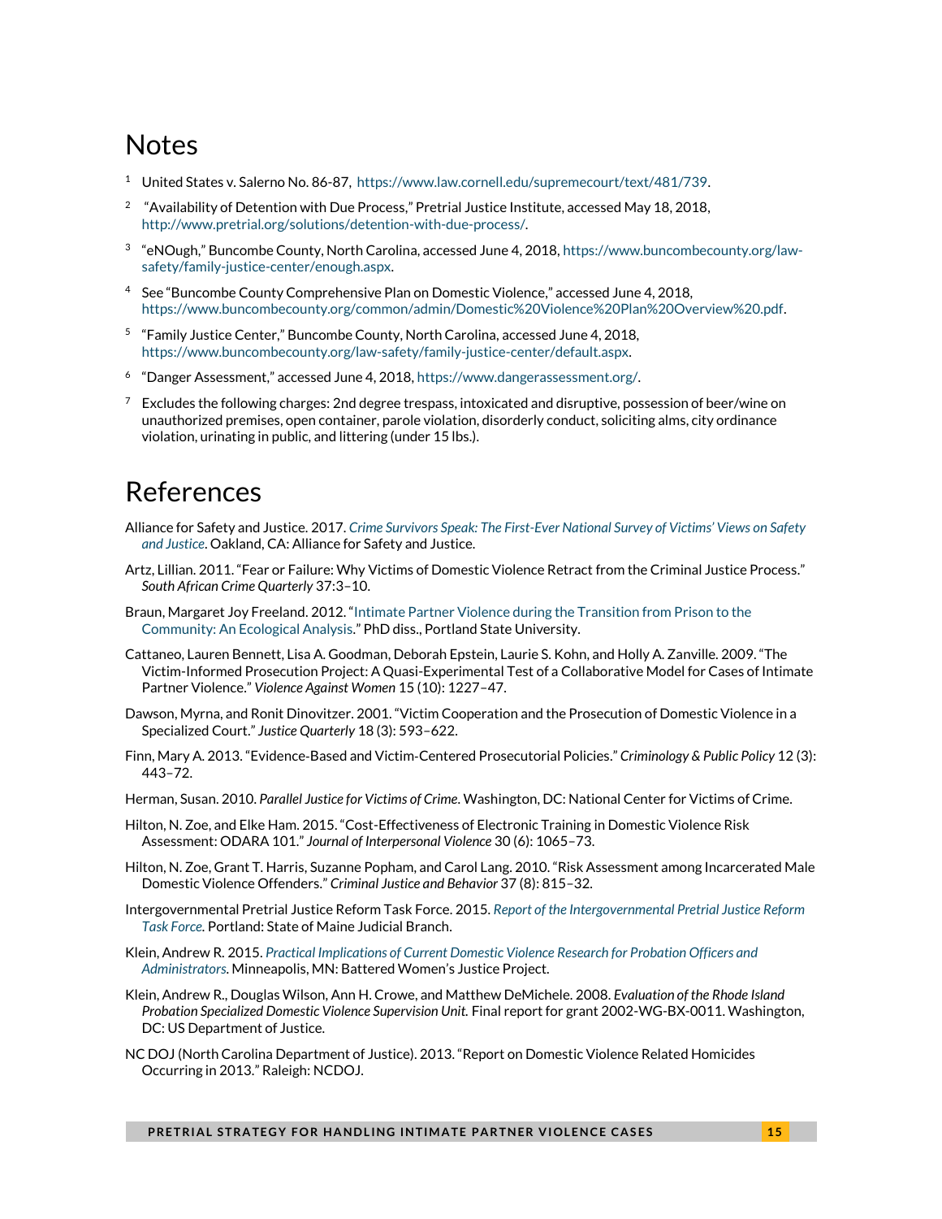## Notes

1. United States v. Salerno No. 86-87, https://www.law.cornell.edu/supremecourt/text/481/739.
2. "Availability of Detention with Due Process," Pretrial Justice Institute, accessed May 18, 2018, http://www.pretrial.org/solutions/detention-with-due-process/.
3. "eNOugh," Buncombe County, North Carolina, accessed June 4, 2018, https://www.buncombecounty.org/law-safety/family-justice-center/enough.aspx.
4. See "Buncombe County Comprehensive Plan on Domestic Violence," accessed June 4, 2018, https://www.buncombecounty.org/common/admin/Domestic%20Violence%20Plan%20Overview%20.pdf.
5. "Family Justice Center," Buncombe County, North Carolina, accessed June 4, 2018, https://www.buncombecounty.org/law-safety/family-justice-center/default.aspx.
6. "Danger Assessment," accessed June 4, 2018, https://www.dangerassessment.org/.
7. Excludes the following charges: 2nd degree trespass, intoxicated and disruptive, possession of beer/wine on unauthorized premises, open container, parole violation, disorderly conduct, soliciting alms, city ordinance violation, urinating in public, and littering (under 15 lbs.).

## References

Alliance for Safety and Justice. 2017. *Crime Survivors Speak: The First-Ever National Survey of Victims' Views on Safety and Justice*. Oakland, CA: Alliance for Safety and Justice.

Artz, Lillian. 2011. "Fear or Failure: Why Victims of Domestic Violence Retract from the Criminal Justice Process." *South African Crime Quarterly* 37:3–10.

Braun, Margaret Joy Freeland. 2012. "Intimate Partner Violence during the Transition from Prison to the Community: An Ecological Analysis." PhD diss., Portland State University.

Cattaneo, Lauren Bennett, Lisa A. Goodman, Deborah Epstein, Laurie S. Kohn, and Holly A. Zanville. 2009. "The Victim-Informed Prosecution Project: A Quasi-Experimental Test of a Collaborative Model for Cases of Intimate Partner Violence." *Violence Against Women* 15 (10): 1227–47.

Dawson, Myrna, and Ronit Dinovitzer. 2001. "Victim Cooperation and the Prosecution of Domestic Violence in a Specialized Court." *Justice Quarterly* 18 (3): 593–622.

Finn, Mary A. 2013. "Evidence-Based and Victim-Centered Prosecutorial Policies." *Criminology & Public Policy* 12 (3): 443–72.

Herman, Susan. 2010. *Parallel Justice for Victims of Crime*. Washington, DC: National Center for Victims of Crime.

Hilton, N. Zoe, and Elke Ham. 2015. "Cost-Effectiveness of Electronic Training in Domestic Violence Risk Assessment: ODARA 101." *Journal of Interpersonal Violence* 30 (6): 1065–73.

Hilton, N. Zoe, Grant T. Harris, Suzanne Popham, and Carol Lang. 2010. "Risk Assessment among Incarcerated Male Domestic Violence Offenders." *Criminal Justice and Behavior* 37 (8): 815–32.

Intergovernmental Pretrial Justice Reform Task Force. 2015. *Report of the Intergovernmental Pretrial Justice Reform Task Force*. Portland: State of Maine Judicial Branch.

Klein, Andrew R. 2015. *Practical Implications of Current Domestic Violence Research for Probation Officers and Administrators*. Minneapolis, MN: Battered Women's Justice Project.

Klein, Andrew R., Douglas Wilson, Ann H. Crowe, and Matthew DeMichele. 2008. *Evaluation of the Rhode Island Probation Specialized Domestic Violence Supervision Unit.* Final report for grant 2002-WG-BX-0011. Washington, DC: US Department of Justice.

NC DOJ (North Carolina Department of Justice). 2013. "Report on Domestic Violence Related Homicides Occurring in 2013." Raleigh: NCDOJ.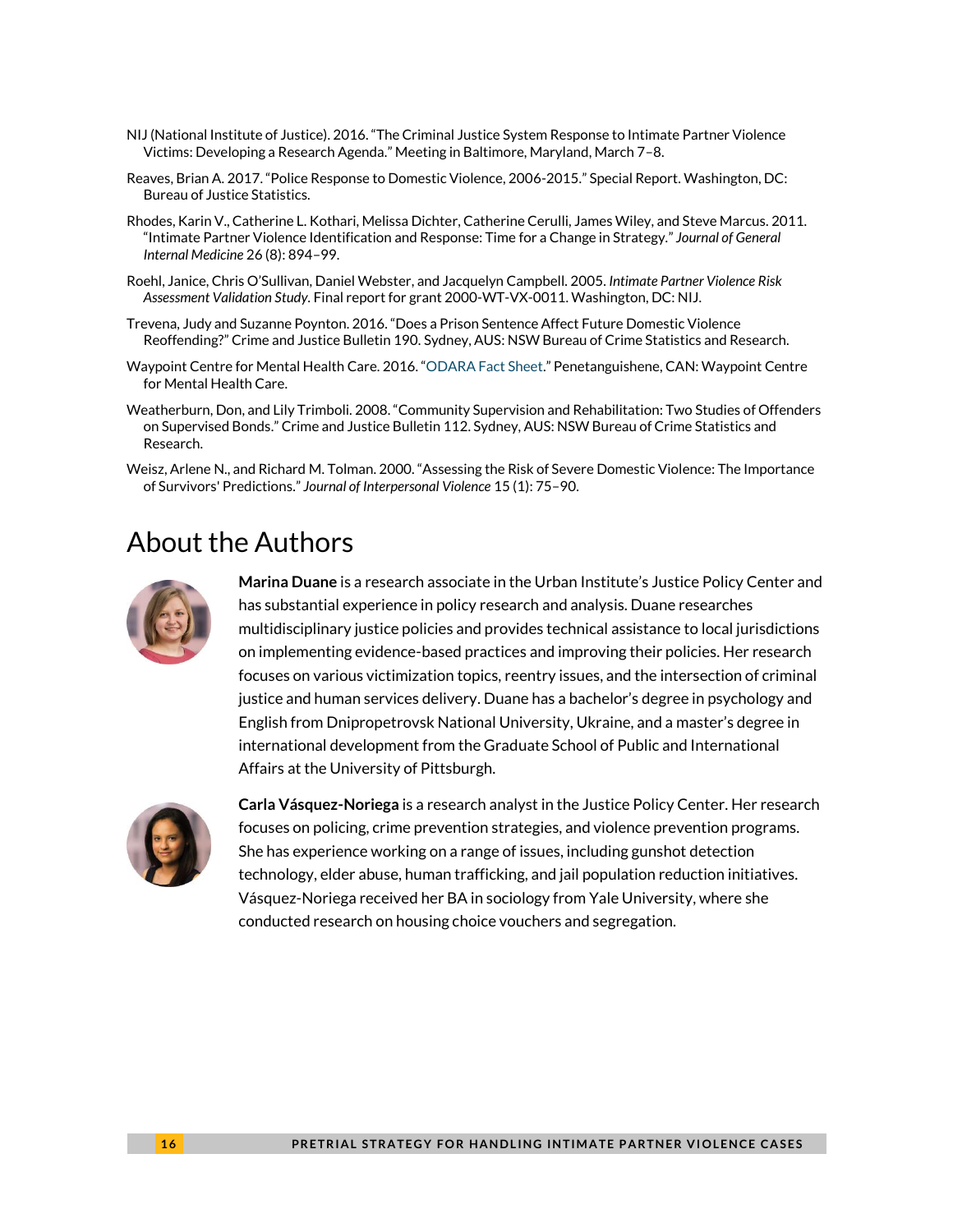NIJ (National Institute of Justice). 2016. "The Criminal Justice System Response to Intimate Partner Violence Victims: Developing a Research Agenda." Meeting in Baltimore, Maryland, March 7–8.

Reaves, Brian A. 2017. "Police Response to Domestic Violence, 2006-2015." Special Report. Washington, DC: Bureau of Justice Statistics.

Rhodes, Karin V., Catherine L. Kothari, Melissa Dichter, Catherine Cerulli, James Wiley, and Steve Marcus. 2011. "Intimate Partner Violence Identification and Response: Time for a Change in Strategy." *Journal of General Internal Medicine* 26 (8): 894–99.

Roehl, Janice, Chris O'Sullivan, Daniel Webster, and Jacquelyn Campbell. 2005. *Intimate Partner Violence Risk Assessment Validation Study*. Final report for grant 2000-WT-VX-0011. Washington, DC: NIJ.

Trevena, Judy and Suzanne Poynton. 2016. "Does a Prison Sentence Affect Future Domestic Violence Reoffending?" Crime and Justice Bulletin 190. Sydney, AUS: NSW Bureau of Crime Statistics and Research.

Waypoint Centre for Mental Health Care. 2016. "ODARA Fact Sheet." Penetanguishene, CAN: Waypoint Centre for Mental Health Care.

Weatherburn, Don, and Lily Trimboli. 2008. "Community Supervision and Rehabilitation: Two Studies of Offenders on Supervised Bonds." Crime and Justice Bulletin 112. Sydney, AUS: NSW Bureau of Crime Statistics and Research.

Weisz, Arlene N., and Richard M. Tolman. 2000. "Assessing the Risk of Severe Domestic Violence: The Importance of Survivors' Predictions." *Journal of Interpersonal Violence* 15 (1): 75–90.

# About the Authors

**Marina Duane** is a research associate in the Urban Institute's Justice Policy Center and has substantial experience in policy research and analysis. Duane researches multidisciplinary justice policies and provides technical assistance to local jurisdictions on implementing evidence-based practices and improving their policies. Her research focuses on various victimization topics, reentry issues, and the intersection of criminal justice and human services delivery. Duane has a bachelor's degree in psychology and English from Dnipropetrovsk National University, Ukraine, and a master's degree in international development from the Graduate School of Public and International Affairs at the University of Pittsburgh.

**Carla Vásquez-Noriega** is a research analyst in the Justice Policy Center. Her research focuses on policing, crime prevention strategies, and violence prevention programs. She has experience working on a range of issues, including gunshot detection technology, elder abuse, human trafficking, and jail population reduction initiatives. Vásquez-Noriega received her BA in sociology from Yale University, where she conducted research on housing choice vouchers and segregation.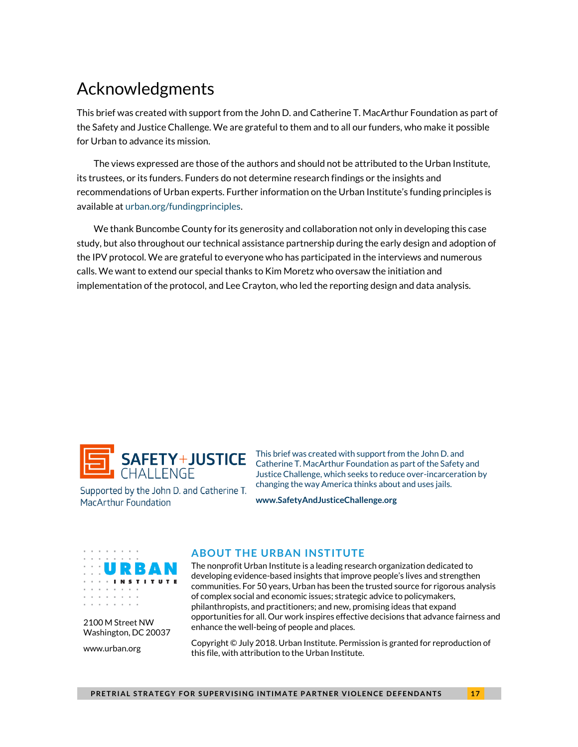# Acknowledgments

This brief was created with support from the John D. and Catherine T. MacArthur Foundation as part of the Safety and Justice Challenge. We are grateful to them and to all our funders, who make it possible for Urban to advance its mission.

The views expressed are those of the authors and should not be attributed to the Urban Institute, its trustees, or its funders. Funders do not determine research findings or the insights and recommendations of Urban experts. Further information on the Urban Institute's funding principles is available at urban.org/fundingprinciples.

We thank Buncombe County for its generosity and collaboration not only in developing this case study, but also throughout our technical assistance partnership during the early design and adoption of the IPV protocol. We are grateful to everyone who has participated in the interviews and numerous calls. We want to extend our special thanks to Kim Moretz who oversaw the initiation and implementation of the protocol, and Lee Crayton, who led the reporting design and data analysis.

SAFETY+JUSTICE CHALLENGE

Supported by the John D. and Catherine T. MacArthur Foundation

This brief was created with support from the John D. and Catherine T. MacArthur Foundation as part of the Safety and Justice Challenge, which seeks to reduce over-incarceration by changing the way America thinks about and uses jails.

**www.SafetyAndJusticeChallenge.org**

URBAN INSTITUTE

2100 M Street NW
Washington, DC 20037

www.urban.org

## ABOUT THE URBAN INSTITUTE

The nonprofit Urban Institute is a leading research organization dedicated to developing evidence-based insights that improve people's lives and strengthen communities. For 50 years, Urban has been the trusted source for rigorous analysis of complex social and economic issues; strategic advice to policymakers, philanthropists, and practitioners; and new, promising ideas that expand opportunities for all. Our work inspires effective decisions that advance fairness and enhance the well-being of people and places.

Copyright © July 2018. Urban Institute. Permission is granted for reproduction of this file, with attribution to the Urban Institute.